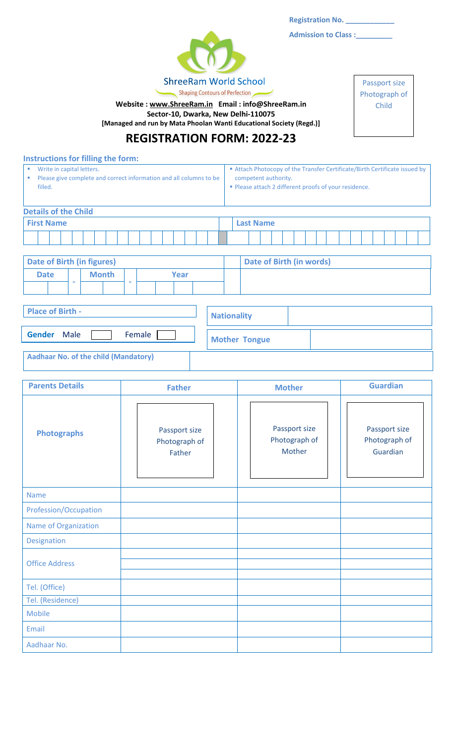Registration No. ____________

Admission to Class :_________

ShreeRam World School

Shaping Contours of Perfection

Passport size Photograph of Child

**Website : www.ShreeRam.in Email : info@ShreeRam.in**
**Sector-10, Dwarka, New Delhi-110075**
**[Managed and run by Mata Phoolan Wanti Educational Society (Regd.)]**

# REGISTRATION FORM: 2022-23

## Instructions for filling the form:

- Write in capital letters.
- Please give complete and correct information and all columns to be filled.
- Attach Photocopy of the Transfer Certificate/Birth Certificate issued by competent authority.
- Please attach 2 different proofs of your residence.

## Details of the Child

| First Name | Last Name |
|---|---|
| | |

| Date of Birth (in figures) | | | Date of Birth (in words) |
|---|---|---|---|
| Date | Month | Year | |
| | | | |

| Place of Birth - | | Nationality | |
|---|---|---|---|
| Gender Male ☐ Female ☐ | | Mother Tongue | |
| Aadhaar No. of the child (Mandatory) | | | |

| Parents Details | Father | Mother | Guardian |
|---|---|---|---|
| Photographs | Passport size Photograph of Father | Passport size Photograph of Mother | Passport size Photograph of Guardian |
| Name | | | |
| Profession/Occupation | | | |
| Name of Organization | | | |
| Designation | | | |
| Office Address | | | |
| Tel. (Office) | | | |
| Tel. (Residence) | | | |
| Mobile | | | |
| Email | | | |
| Aadhaar No. | | | |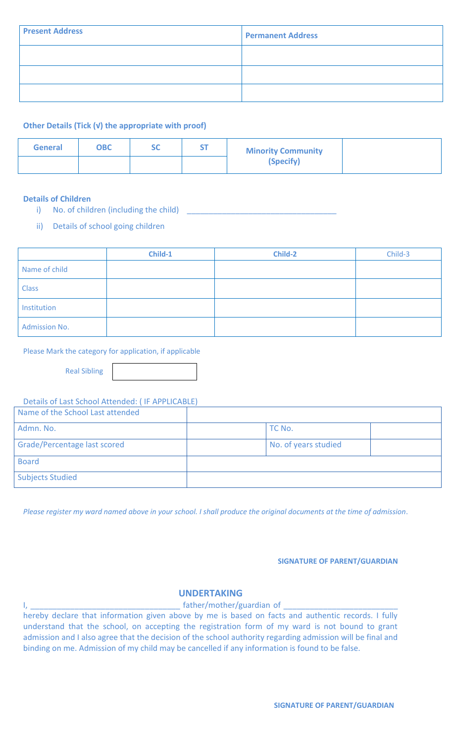| Present Address | Permanent Address |
|---|---|
| | |
| | |
| | |

**Other Details (Tick (√) the appropriate with proof)**

| General | OBC | SC | ST | Minority Community (Specify) | |
|---|---|---|---|---|---|
| | | | | | |

**Details of Children**

i) No. of children (including the child) ___________________________________

ii) Details of school going children

| | Child-1 | Child-2 | Child-3 |
|---|---|---|---|
| Name of child | | | |
| Class | | | |
| Institution | | | |
| Admission No. | | | |

Please Mark the category for application, if applicable

| Real Sibling | |
|---|---|

Details of Last School Attended: ( IF APPLICABLE)

| | | | |
|---|---|---|---|
| Name of the School Last attended | | | |
| Admn. No. | | TC No. | |
| Grade/Percentage last scored | | No. of years studied | |
| Board | | | |
| Subjects Studied | | | |

*Please register my ward named above in your school. I shall produce the original documents at the time of admission.*

**SIGNATURE OF PARENT/GUARDIAN**

## UNDERTAKING

I, __________________________________ father/mother/guardian of _________________________ hereby declare that information given above by me is based on facts and authentic records. I fully understand that the school, on accepting the registration form of my ward is not bound to grant admission and I also agree that the decision of the school authority regarding admission will be final and binding on me. Admission of my child may be cancelled if any information is found to be false.

**SIGNATURE OF PARENT/GUARDIAN**